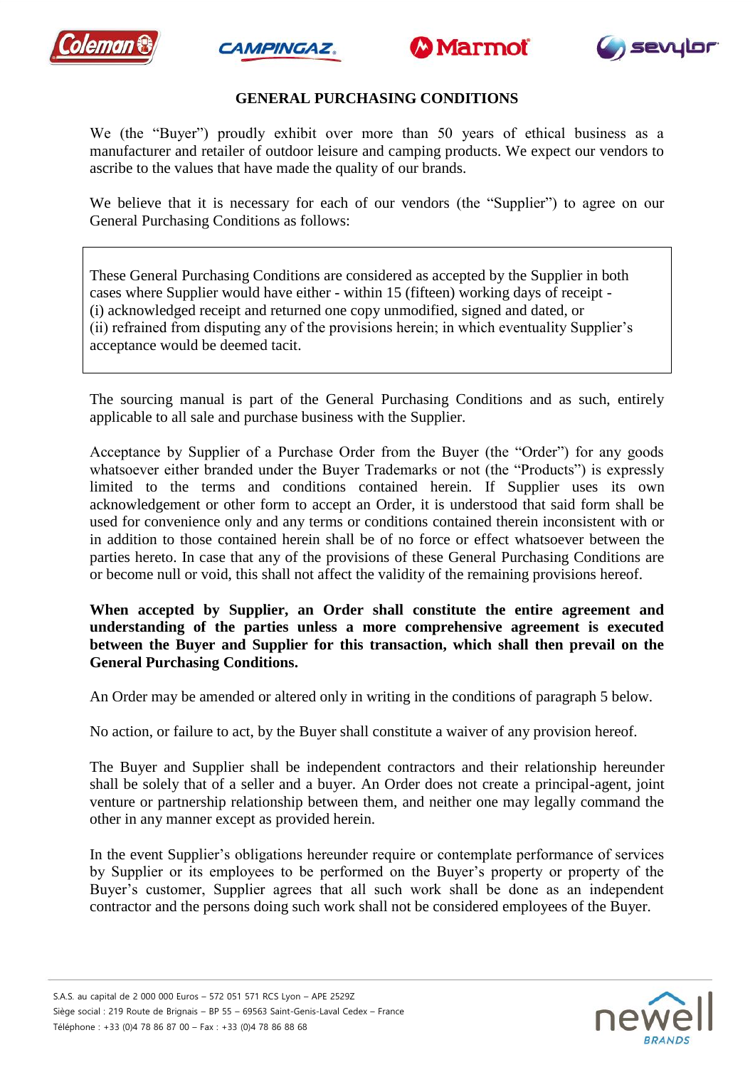# GENERAL PURCHASING CONDITIONS

We (the "Buyer") proudly exhibit over more than 50 years of ethical business as a manufacturer and retailer of outdoor leisure and camping products. We expect our vendors to ascribe to the values that have made the quality of our brands.

We believe that it is necessary for each of our vendors (the "Supplier") to agree on our General Purchasing Conditions as follows:

> These General Purchasing Conditions are considered as accepted by the Supplier in both cases where Supplier would have either - within 15 (fifteen) working days of receipt -
> (i) acknowledged receipt and returned one copy unmodified, signed and dated, or
> (ii) refrained from disputing any of the provisions herein; in which eventuality Supplier's acceptance would be deemed tacit.

The sourcing manual is part of the General Purchasing Conditions and as such, entirely applicable to all sale and purchase business with the Supplier.

Acceptance by Supplier of a Purchase Order from the Buyer (the "Order") for any goods whatsoever either branded under the Buyer Trademarks or not (the "Products") is expressly limited to the terms and conditions contained herein. If Supplier uses its own acknowledgement or other form to accept an Order, it is understood that said form shall be used for convenience only and any terms or conditions contained therein inconsistent with or in addition to those contained herein shall be of no force or effect whatsoever between the parties hereto. In case that any of the provisions of these General Purchasing Conditions are or become null or void, this shall not affect the validity of the remaining provisions hereof.

**When accepted by Supplier, an Order shall constitute the entire agreement and understanding of the parties unless a more comprehensive agreement is executed between the Buyer and Supplier for this transaction, which shall then prevail on the General Purchasing Conditions.**

An Order may be amended or altered only in writing in the conditions of paragraph 5 below.

No action, or failure to act, by the Buyer shall constitute a waiver of any provision hereof.

The Buyer and Supplier shall be independent contractors and their relationship hereunder shall be solely that of a seller and a buyer. An Order does not create a principal-agent, joint venture or partnership relationship between them, and neither one may legally command the other in any manner except as provided herein.

In the event Supplier's obligations hereunder require or contemplate performance of services by Supplier or its employees to be performed on the Buyer's property or property of the Buyer's customer, Supplier agrees that all such work shall be done as an independent contractor and the persons doing such work shall not be considered employees of the Buyer.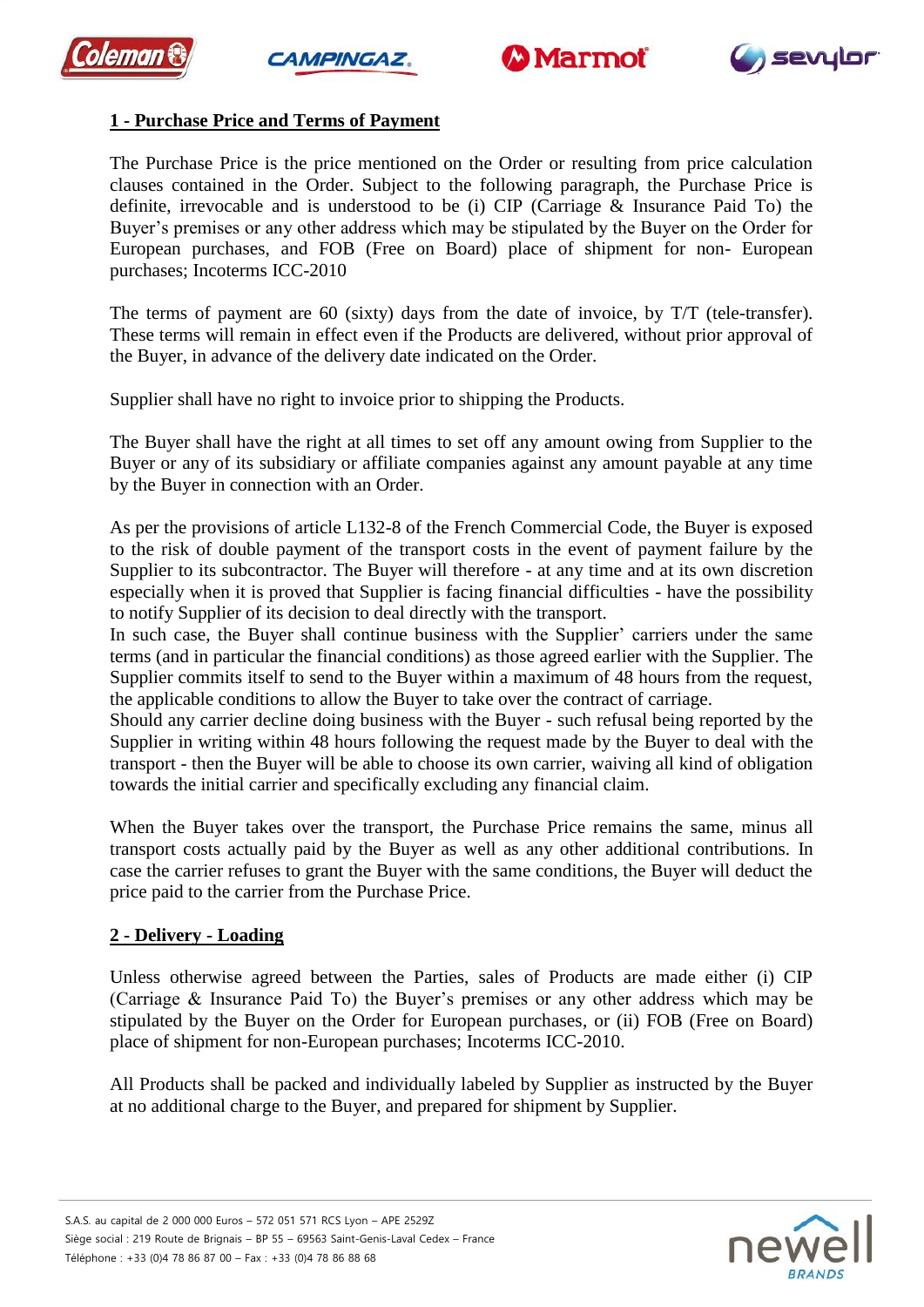## 1 - Purchase Price and Terms of Payment

The Purchase Price is the price mentioned on the Order or resulting from price calculation clauses contained in the Order. Subject to the following paragraph, the Purchase Price is definite, irrevocable and is understood to be (i) CIP (Carriage & Insurance Paid To) the Buyer's premises or any other address which may be stipulated by the Buyer on the Order for European purchases, and FOB (Free on Board) place of shipment for non- European purchases; Incoterms ICC-2010

The terms of payment are 60 (sixty) days from the date of invoice, by T/T (tele-transfer). These terms will remain in effect even if the Products are delivered, without prior approval of the Buyer, in advance of the delivery date indicated on the Order.

Supplier shall have no right to invoice prior to shipping the Products.

The Buyer shall have the right at all times to set off any amount owing from Supplier to the Buyer or any of its subsidiary or affiliate companies against any amount payable at any time by the Buyer in connection with an Order.

As per the provisions of article L132-8 of the French Commercial Code, the Buyer is exposed to the risk of double payment of the transport costs in the event of payment failure by the Supplier to its subcontractor. The Buyer will therefore - at any time and at its own discretion especially when it is proved that Supplier is facing financial difficulties - have the possibility to notify Supplier of its decision to deal directly with the transport.
In such case, the Buyer shall continue business with the Supplier' carriers under the same terms (and in particular the financial conditions) as those agreed earlier with the Supplier. The Supplier commits itself to send to the Buyer within a maximum of 48 hours from the request, the applicable conditions to allow the Buyer to take over the contract of carriage.
Should any carrier decline doing business with the Buyer - such refusal being reported by the Supplier in writing within 48 hours following the request made by the Buyer to deal with the transport - then the Buyer will be able to choose its own carrier, waiving all kind of obligation towards the initial carrier and specifically excluding any financial claim.

When the Buyer takes over the transport, the Purchase Price remains the same, minus all transport costs actually paid by the Buyer as well as any other additional contributions. In case the carrier refuses to grant the Buyer with the same conditions, the Buyer will deduct the price paid to the carrier from the Purchase Price.

## 2 - Delivery - Loading

Unless otherwise agreed between the Parties, sales of Products are made either (i) CIP (Carriage & Insurance Paid To) the Buyer's premises or any other address which may be stipulated by the Buyer on the Order for European purchases, or (ii) FOB (Free on Board) place of shipment for non-European purchases; Incoterms ICC-2010.

All Products shall be packed and individually labeled by Supplier as instructed by the Buyer at no additional charge to the Buyer, and prepared for shipment by Supplier.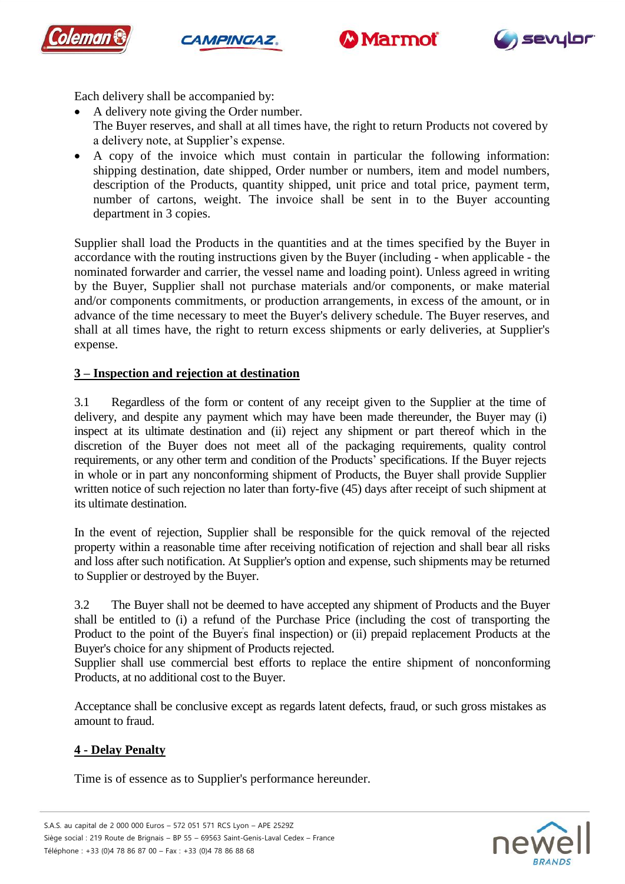Each delivery shall be accompanied by:

- A delivery note giving the Order number.
  The Buyer reserves, and shall at all times have, the right to return Products not covered by a delivery note, at Supplier's expense.
- A copy of the invoice which must contain in particular the following information: shipping destination, date shipped, Order number or numbers, item and model numbers, description of the Products, quantity shipped, unit price and total price, payment term, number of cartons, weight. The invoice shall be sent in to the Buyer accounting department in 3 copies.

Supplier shall load the Products in the quantities and at the times specified by the Buyer in accordance with the routing instructions given by the Buyer (including - when applicable - the nominated forwarder and carrier, the vessel name and loading point). Unless agreed in writing by the Buyer, Supplier shall not purchase materials and/or components, or make material and/or components commitments, or production arrangements, in excess of the amount, or in advance of the time necessary to meet the Buyer's delivery schedule. The Buyer reserves, and shall at all times have, the right to return excess shipments or early deliveries, at Supplier's expense.

## 3 – Inspection and rejection at destination

3.1 Regardless of the form or content of any receipt given to the Supplier at the time of delivery, and despite any payment which may have been made thereunder, the Buyer may (i) inspect at its ultimate destination and (ii) reject any shipment or part thereof which in the discretion of the Buyer does not meet all of the packaging requirements, quality control requirements, or any other term and condition of the Products' specifications. If the Buyer rejects in whole or in part any nonconforming shipment of Products, the Buyer shall provide Supplier written notice of such rejection no later than forty-five (45) days after receipt of such shipment at its ultimate destination.

In the event of rejection, Supplier shall be responsible for the quick removal of the rejected property within a reasonable time after receiving notification of rejection and shall bear all risks and loss after such notification. At Supplier's option and expense, such shipments may be returned to Supplier or destroyed by the Buyer.

3.2 The Buyer shall not be deemed to have accepted any shipment of Products and the Buyer shall be entitled to (i) a refund of the Purchase Price (including the cost of transporting the Product to the point of the Buyer's final inspection) or (ii) prepaid replacement Products at the Buyer's choice for any shipment of Products rejected.
Supplier shall use commercial best efforts to replace the entire shipment of nonconforming Products, at no additional cost to the Buyer.

Acceptance shall be conclusive except as regards latent defects, fraud, or such gross mistakes as amount to fraud.

## 4 - Delay Penalty

Time is of essence as to Supplier's performance hereunder.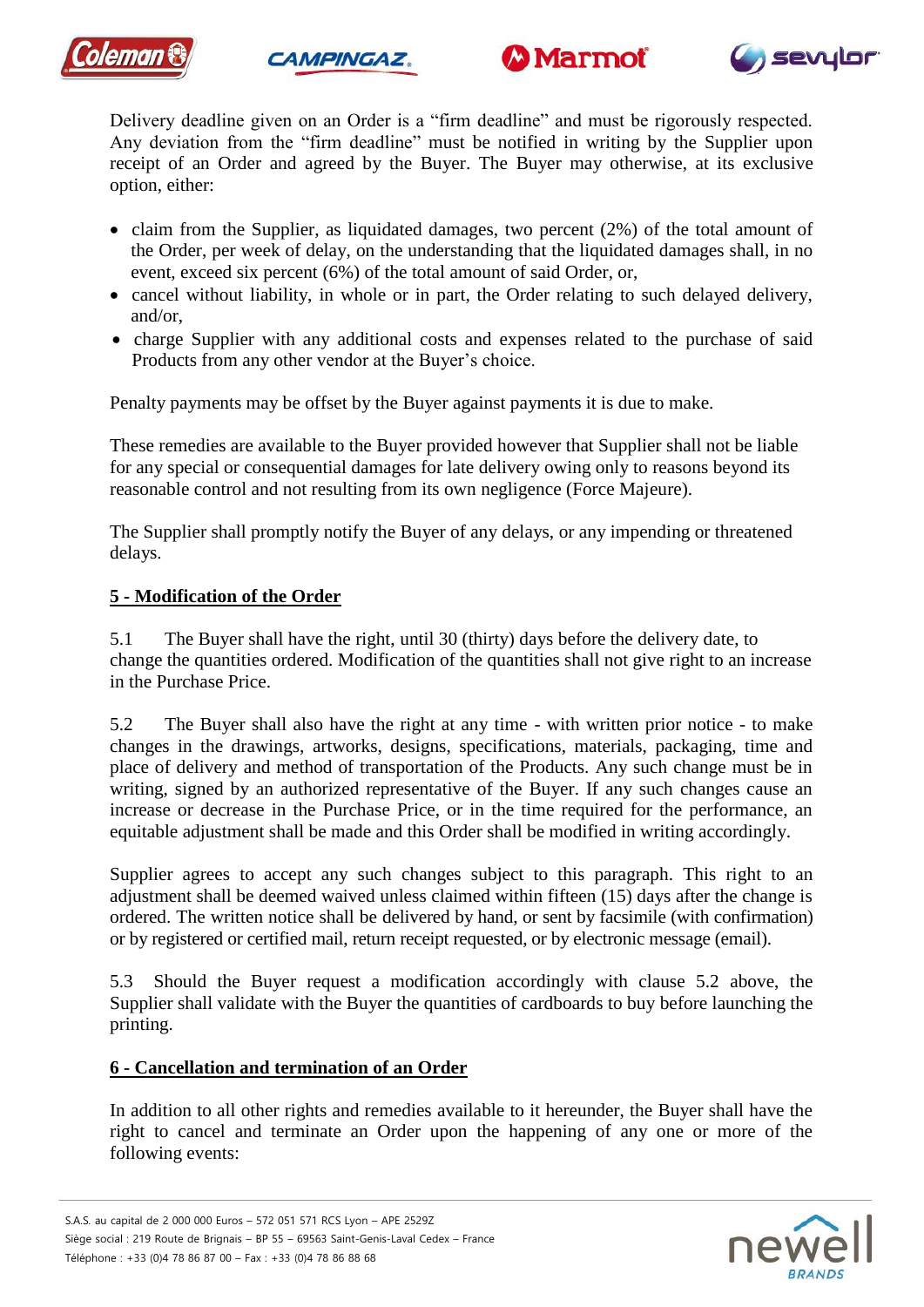Delivery deadline given on an Order is a "firm deadline" and must be rigorously respected. Any deviation from the "firm deadline" must be notified in writing by the Supplier upon receipt of an Order and agreed by the Buyer. The Buyer may otherwise, at its exclusive option, either:

- claim from the Supplier, as liquidated damages, two percent (2%) of the total amount of the Order, per week of delay, on the understanding that the liquidated damages shall, in no event, exceed six percent (6%) of the total amount of said Order, or,
- cancel without liability, in whole or in part, the Order relating to such delayed delivery, and/or,
- charge Supplier with any additional costs and expenses related to the purchase of said Products from any other vendor at the Buyer's choice.

Penalty payments may be offset by the Buyer against payments it is due to make.

These remedies are available to the Buyer provided however that Supplier shall not be liable for any special or consequential damages for late delivery owing only to reasons beyond its reasonable control and not resulting from its own negligence (Force Majeure).

The Supplier shall promptly notify the Buyer of any delays, or any impending or threatened delays.

## 5 - Modification of the Order

5.1 The Buyer shall have the right, until 30 (thirty) days before the delivery date, to change the quantities ordered. Modification of the quantities shall not give right to an increase in the Purchase Price.

5.2 The Buyer shall also have the right at any time - with written prior notice - to make changes in the drawings, artworks, designs, specifications, materials, packaging, time and place of delivery and method of transportation of the Products. Any such change must be in writing, signed by an authorized representative of the Buyer. If any such changes cause an increase or decrease in the Purchase Price, or in the time required for the performance, an equitable adjustment shall be made and this Order shall be modified in writing accordingly.

Supplier agrees to accept any such changes subject to this paragraph. This right to an adjustment shall be deemed waived unless claimed within fifteen (15) days after the change is ordered. The written notice shall be delivered by hand, or sent by facsimile (with confirmation) or by registered or certified mail, return receipt requested, or by electronic message (email).

5.3 Should the Buyer request a modification accordingly with clause 5.2 above, the Supplier shall validate with the Buyer the quantities of cardboards to buy before launching the printing.

## 6 - Cancellation and termination of an Order

In addition to all other rights and remedies available to it hereunder, the Buyer shall have the right to cancel and terminate an Order upon the happening of any one or more of the following events: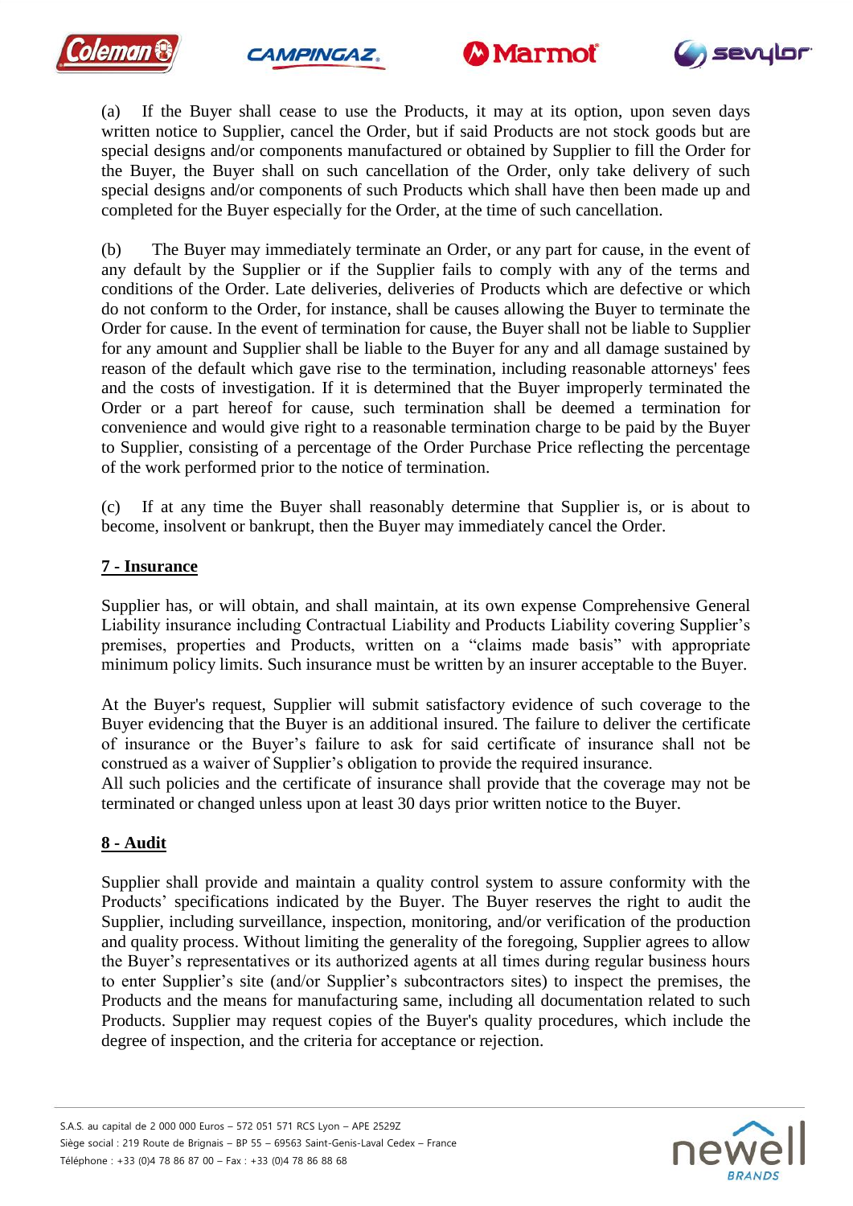(a) If the Buyer shall cease to use the Products, it may at its option, upon seven days written notice to Supplier, cancel the Order, but if said Products are not stock goods but are special designs and/or components manufactured or obtained by Supplier to fill the Order for the Buyer, the Buyer shall on such cancellation of the Order, only take delivery of such special designs and/or components of such Products which shall have then been made up and completed for the Buyer especially for the Order, at the time of such cancellation.

(b) The Buyer may immediately terminate an Order, or any part for cause, in the event of any default by the Supplier or if the Supplier fails to comply with any of the terms and conditions of the Order. Late deliveries, deliveries of Products which are defective or which do not conform to the Order, for instance, shall be causes allowing the Buyer to terminate the Order for cause. In the event of termination for cause, the Buyer shall not be liable to Supplier for any amount and Supplier shall be liable to the Buyer for any and all damage sustained by reason of the default which gave rise to the termination, including reasonable attorneys' fees and the costs of investigation. If it is determined that the Buyer improperly terminated the Order or a part hereof for cause, such termination shall be deemed a termination for convenience and would give right to a reasonable termination charge to be paid by the Buyer to Supplier, consisting of a percentage of the Order Purchase Price reflecting the percentage of the work performed prior to the notice of termination.

(c) If at any time the Buyer shall reasonably determine that Supplier is, or is about to become, insolvent or bankrupt, then the Buyer may immediately cancel the Order.

## 7 - Insurance

Supplier has, or will obtain, and shall maintain, at its own expense Comprehensive General Liability insurance including Contractual Liability and Products Liability covering Supplier's premises, properties and Products, written on a "claims made basis" with appropriate minimum policy limits. Such insurance must be written by an insurer acceptable to the Buyer.

At the Buyer's request, Supplier will submit satisfactory evidence of such coverage to the Buyer evidencing that the Buyer is an additional insured. The failure to deliver the certificate of insurance or the Buyer's failure to ask for said certificate of insurance shall not be construed as a waiver of Supplier's obligation to provide the required insurance.
All such policies and the certificate of insurance shall provide that the coverage may not be terminated or changed unless upon at least 30 days prior written notice to the Buyer.

## 8 - Audit

Supplier shall provide and maintain a quality control system to assure conformity with the Products' specifications indicated by the Buyer. The Buyer reserves the right to audit the Supplier, including surveillance, inspection, monitoring, and/or verification of the production and quality process. Without limiting the generality of the foregoing, Supplier agrees to allow the Buyer's representatives or its authorized agents at all times during regular business hours to enter Supplier's site (and/or Supplier's subcontractors sites) to inspect the premises, the Products and the means for manufacturing same, including all documentation related to such Products. Supplier may request copies of the Buyer's quality procedures, which include the degree of inspection, and the criteria for acceptance or rejection.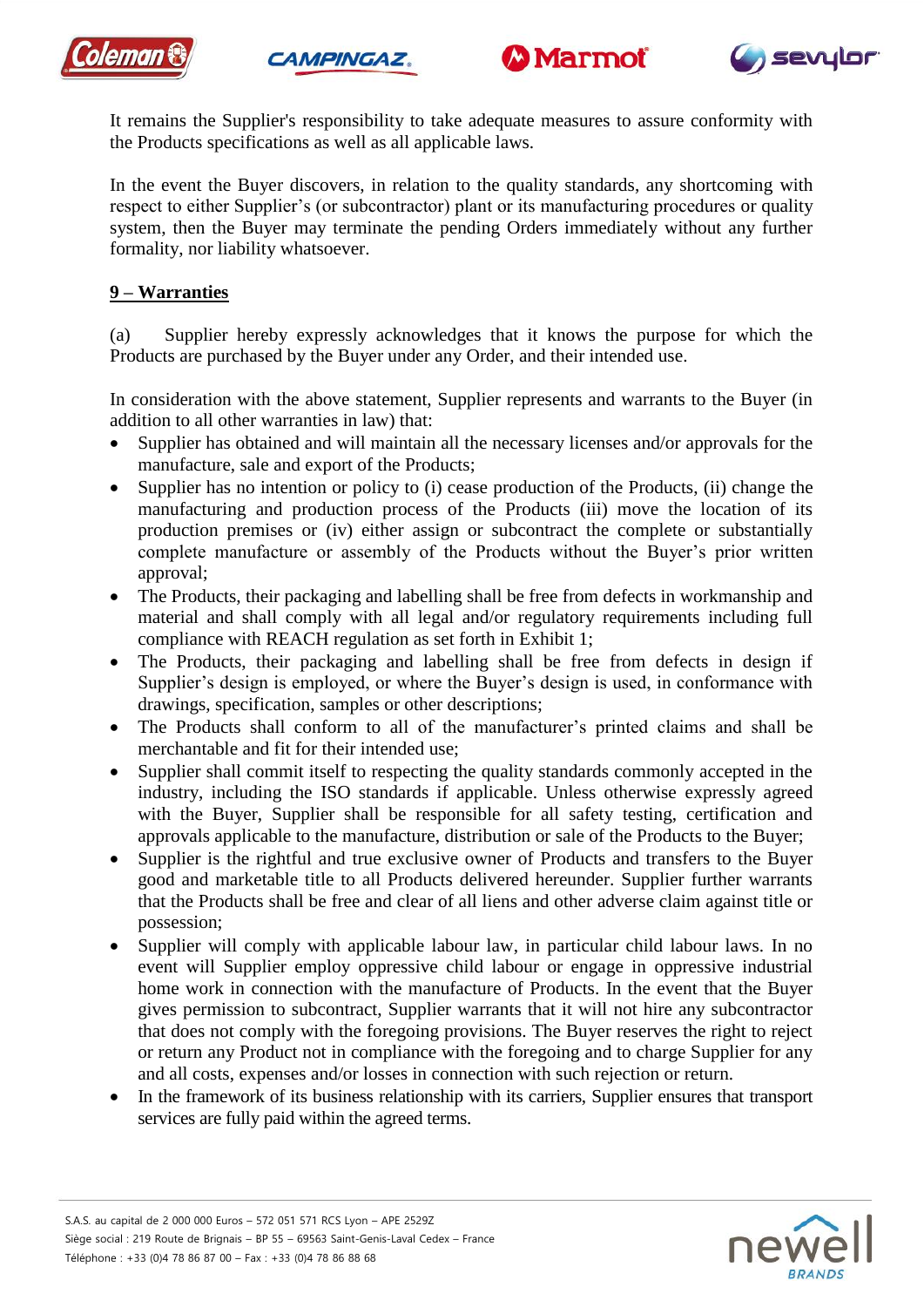It remains the Supplier's responsibility to take adequate measures to assure conformity with the Products specifications as well as all applicable laws.

In the event the Buyer discovers, in relation to the quality standards, any shortcoming with respect to either Supplier's (or subcontractor) plant or its manufacturing procedures or quality system, then the Buyer may terminate the pending Orders immediately without any further formality, nor liability whatsoever.

## 9 – Warranties

(a) Supplier hereby expressly acknowledges that it knows the purpose for which the Products are purchased by the Buyer under any Order, and their intended use.

In consideration with the above statement, Supplier represents and warrants to the Buyer (in addition to all other warranties in law) that:

- Supplier has obtained and will maintain all the necessary licenses and/or approvals for the manufacture, sale and export of the Products;
- Supplier has no intention or policy to (i) cease production of the Products, (ii) change the manufacturing and production process of the Products (iii) move the location of its production premises or (iv) either assign or subcontract the complete or substantially complete manufacture or assembly of the Products without the Buyer's prior written approval;
- The Products, their packaging and labelling shall be free from defects in workmanship and material and shall comply with all legal and/or regulatory requirements including full compliance with REACH regulation as set forth in Exhibit 1;
- The Products, their packaging and labelling shall be free from defects in design if Supplier's design is employed, or where the Buyer's design is used, in conformance with drawings, specification, samples or other descriptions;
- The Products shall conform to all of the manufacturer's printed claims and shall be merchantable and fit for their intended use;
- Supplier shall commit itself to respecting the quality standards commonly accepted in the industry, including the ISO standards if applicable. Unless otherwise expressly agreed with the Buyer, Supplier shall be responsible for all safety testing, certification and approvals applicable to the manufacture, distribution or sale of the Products to the Buyer;
- Supplier is the rightful and true exclusive owner of Products and transfers to the Buyer good and marketable title to all Products delivered hereunder. Supplier further warrants that the Products shall be free and clear of all liens and other adverse claim against title or possession;
- Supplier will comply with applicable labour law, in particular child labour laws. In no event will Supplier employ oppressive child labour or engage in oppressive industrial home work in connection with the manufacture of Products. In the event that the Buyer gives permission to subcontract, Supplier warrants that it will not hire any subcontractor that does not comply with the foregoing provisions. The Buyer reserves the right to reject or return any Product not in compliance with the foregoing and to charge Supplier for any and all costs, expenses and/or losses in connection with such rejection or return.
- In the framework of its business relationship with its carriers, Supplier ensures that transport services are fully paid within the agreed terms.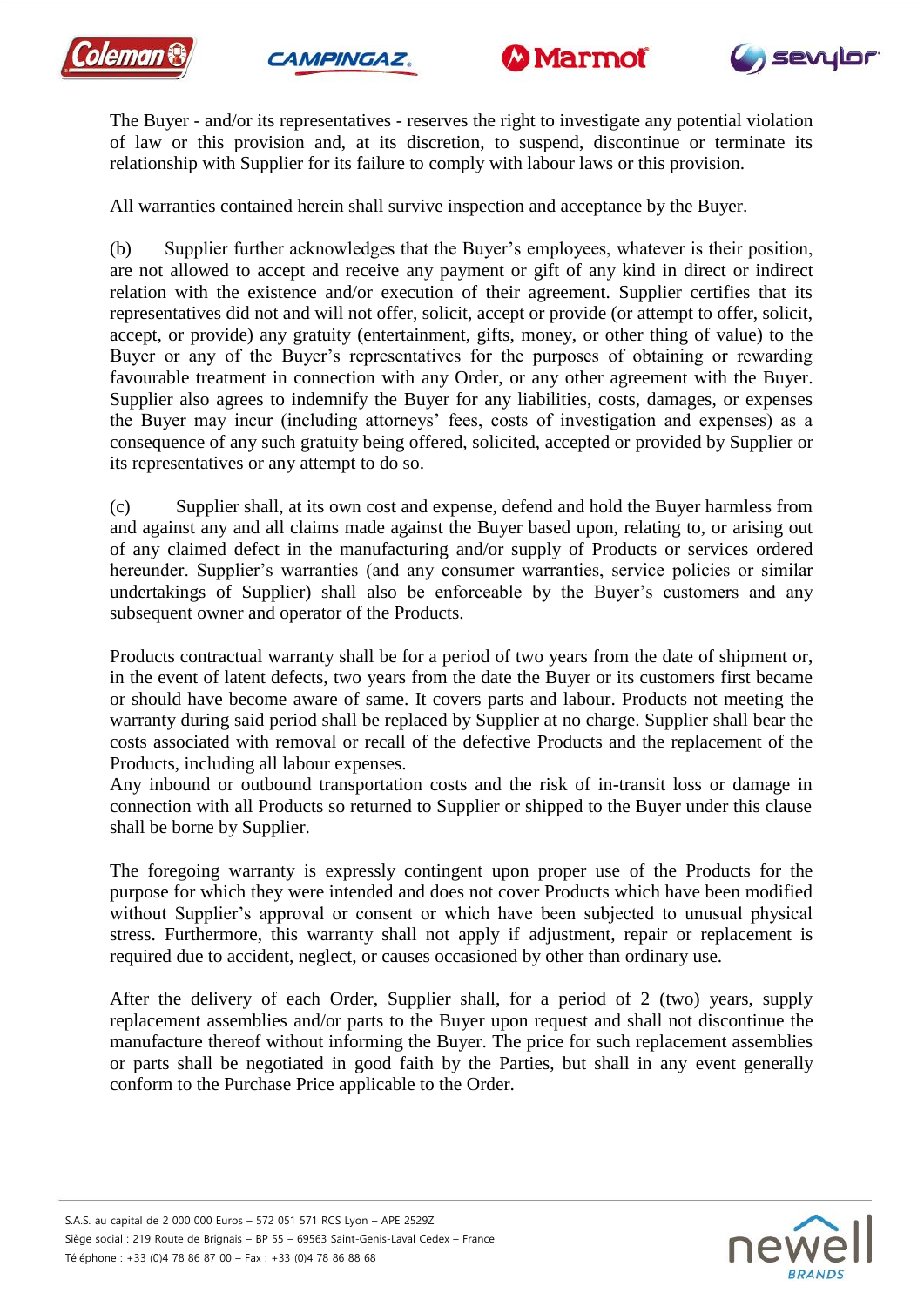The Buyer - and/or its representatives - reserves the right to investigate any potential violation of law or this provision and, at its discretion, to suspend, discontinue or terminate its relationship with Supplier for its failure to comply with labour laws or this provision.

All warranties contained herein shall survive inspection and acceptance by the Buyer.

(b) Supplier further acknowledges that the Buyer's employees, whatever is their position, are not allowed to accept and receive any payment or gift of any kind in direct or indirect relation with the existence and/or execution of their agreement. Supplier certifies that its representatives did not and will not offer, solicit, accept or provide (or attempt to offer, solicit, accept, or provide) any gratuity (entertainment, gifts, money, or other thing of value) to the Buyer or any of the Buyer's representatives for the purposes of obtaining or rewarding favourable treatment in connection with any Order, or any other agreement with the Buyer. Supplier also agrees to indemnify the Buyer for any liabilities, costs, damages, or expenses the Buyer may incur (including attorneys' fees, costs of investigation and expenses) as a consequence of any such gratuity being offered, solicited, accepted or provided by Supplier or its representatives or any attempt to do so.

(c) Supplier shall, at its own cost and expense, defend and hold the Buyer harmless from and against any and all claims made against the Buyer based upon, relating to, or arising out of any claimed defect in the manufacturing and/or supply of Products or services ordered hereunder. Supplier's warranties (and any consumer warranties, service policies or similar undertakings of Supplier) shall also be enforceable by the Buyer's customers and any subsequent owner and operator of the Products.

Products contractual warranty shall be for a period of two years from the date of shipment or, in the event of latent defects, two years from the date the Buyer or its customers first became or should have become aware of same. It covers parts and labour. Products not meeting the warranty during said period shall be replaced by Supplier at no charge. Supplier shall bear the costs associated with removal or recall of the defective Products and the replacement of the Products, including all labour expenses.
Any inbound or outbound transportation costs and the risk of in-transit loss or damage in connection with all Products so returned to Supplier or shipped to the Buyer under this clause shall be borne by Supplier.

The foregoing warranty is expressly contingent upon proper use of the Products for the purpose for which they were intended and does not cover Products which have been modified without Supplier's approval or consent or which have been subjected to unusual physical stress. Furthermore, this warranty shall not apply if adjustment, repair or replacement is required due to accident, neglect, or causes occasioned by other than ordinary use.

After the delivery of each Order, Supplier shall, for a period of 2 (two) years, supply replacement assemblies and/or parts to the Buyer upon request and shall not discontinue the manufacture thereof without informing the Buyer. The price for such replacement assemblies or parts shall be negotiated in good faith by the Parties, but shall in any event generally conform to the Purchase Price applicable to the Order.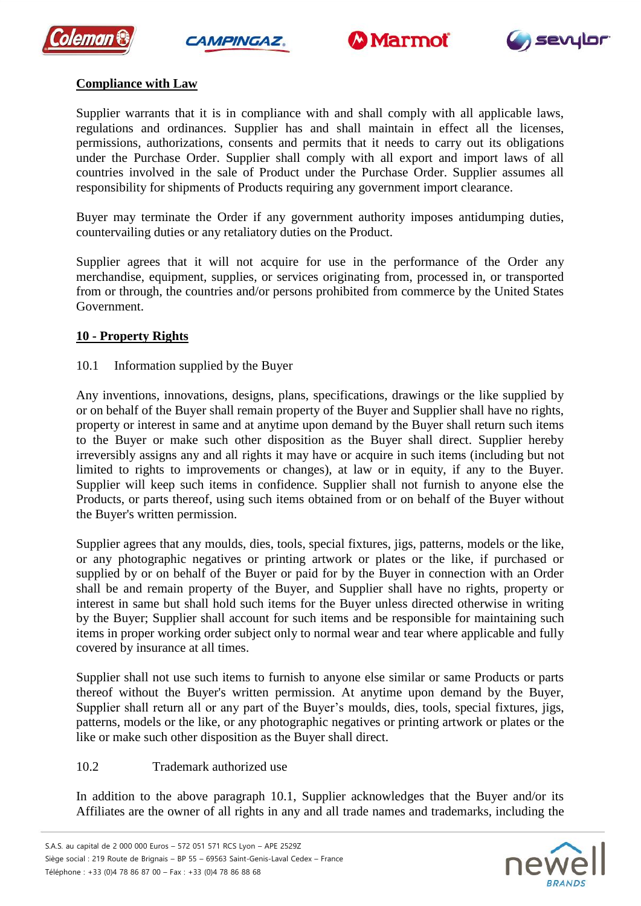**Compliance with Law**

Supplier warrants that it is in compliance with and shall comply with all applicable laws, regulations and ordinances. Supplier has and shall maintain in effect all the licenses, permissions, authorizations, consents and permits that it needs to carry out its obligations under the Purchase Order. Supplier shall comply with all export and import laws of all countries involved in the sale of Product under the Purchase Order. Supplier assumes all responsibility for shipments of Products requiring any government import clearance.

Buyer may terminate the Order if any government authority imposes antidumping duties, countervailing duties or any retaliatory duties on the Product.

Supplier agrees that it will not acquire for use in the performance of the Order any merchandise, equipment, supplies, or services originating from, processed in, or transported from or through, the countries and/or persons prohibited from commerce by the United States Government.

**10 - Property Rights**

10.1 Information supplied by the Buyer

Any inventions, innovations, designs, plans, specifications, drawings or the like supplied by or on behalf of the Buyer shall remain property of the Buyer and Supplier shall have no rights, property or interest in same and at anytime upon demand by the Buyer shall return such items to the Buyer or make such other disposition as the Buyer shall direct. Supplier hereby irreversibly assigns any and all rights it may have or acquire in such items (including but not limited to rights to improvements or changes), at law or in equity, if any to the Buyer. Supplier will keep such items in confidence. Supplier shall not furnish to anyone else the Products, or parts thereof, using such items obtained from or on behalf of the Buyer without the Buyer's written permission.

Supplier agrees that any moulds, dies, tools, special fixtures, jigs, patterns, models or the like, or any photographic negatives or printing artwork or plates or the like, if purchased or supplied by or on behalf of the Buyer or paid for by the Buyer in connection with an Order shall be and remain property of the Buyer, and Supplier shall have no rights, property or interest in same but shall hold such items for the Buyer unless directed otherwise in writing by the Buyer; Supplier shall account for such items and be responsible for maintaining such items in proper working order subject only to normal wear and tear where applicable and fully covered by insurance at all times.

Supplier shall not use such items to furnish to anyone else similar or same Products or parts thereof without the Buyer's written permission. At anytime upon demand by the Buyer, Supplier shall return all or any part of the Buyer's moulds, dies, tools, special fixtures, jigs, patterns, models or the like, or any photographic negatives or printing artwork or plates or the like or make such other disposition as the Buyer shall direct.

10.2 Trademark authorized use

In addition to the above paragraph 10.1, Supplier acknowledges that the Buyer and/or its Affiliates are the owner of all rights in any and all trade names and trademarks, including the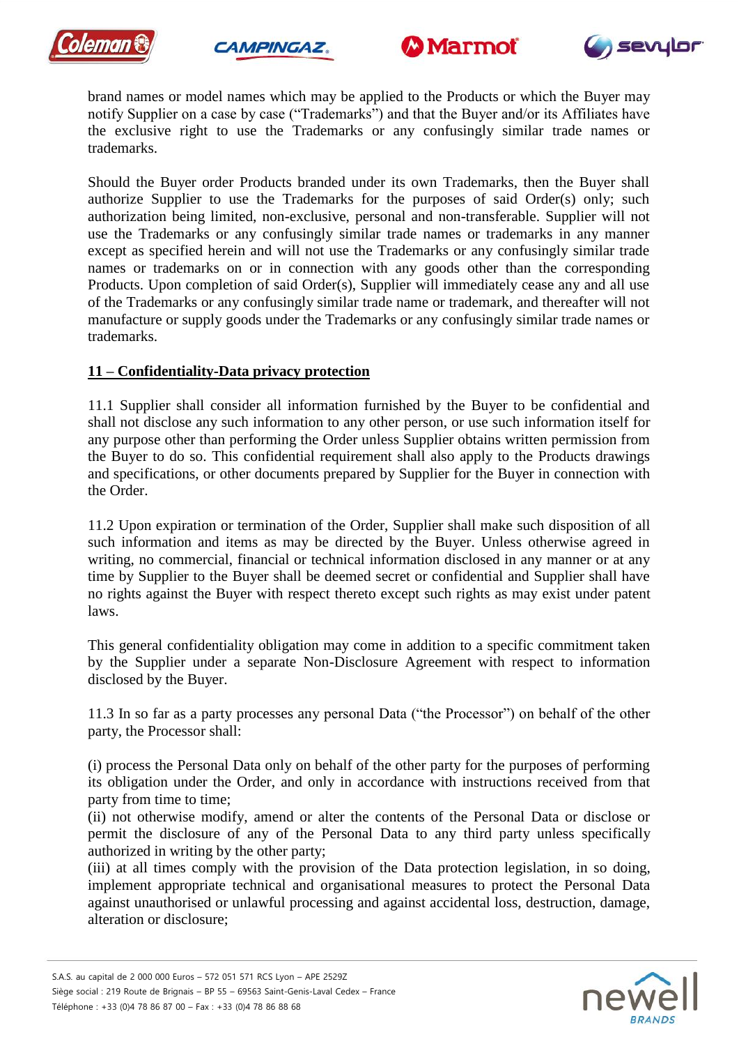brand names or model names which may be applied to the Products or which the Buyer may notify Supplier on a case by case ("Trademarks") and that the Buyer and/or its Affiliates have the exclusive right to use the Trademarks or any confusingly similar trade names or trademarks.

Should the Buyer order Products branded under its own Trademarks, then the Buyer shall authorize Supplier to use the Trademarks for the purposes of said Order(s) only; such authorization being limited, non-exclusive, personal and non-transferable. Supplier will not use the Trademarks or any confusingly similar trade names or trademarks in any manner except as specified herein and will not use the Trademarks or any confusingly similar trade names or trademarks on or in connection with any goods other than the corresponding Products. Upon completion of said Order(s), Supplier will immediately cease any and all use of the Trademarks or any confusingly similar trade name or trademark, and thereafter will not manufacture or supply goods under the Trademarks or any confusingly similar trade names or trademarks.

## 11 – Confidentiality-Data privacy protection

11.1 Supplier shall consider all information furnished by the Buyer to be confidential and shall not disclose any such information to any other person, or use such information itself for any purpose other than performing the Order unless Supplier obtains written permission from the Buyer to do so. This confidential requirement shall also apply to the Products drawings and specifications, or other documents prepared by Supplier for the Buyer in connection with the Order.

11.2 Upon expiration or termination of the Order, Supplier shall make such disposition of all such information and items as may be directed by the Buyer. Unless otherwise agreed in writing, no commercial, financial or technical information disclosed in any manner or at any time by Supplier to the Buyer shall be deemed secret or confidential and Supplier shall have no rights against the Buyer with respect thereto except such rights as may exist under patent laws.

This general confidentiality obligation may come in addition to a specific commitment taken by the Supplier under a separate Non-Disclosure Agreement with respect to information disclosed by the Buyer.

11.3 In so far as a party processes any personal Data ("the Processor") on behalf of the other party, the Processor shall:

(i) process the Personal Data only on behalf of the other party for the purposes of performing its obligation under the Order, and only in accordance with instructions received from that party from time to time;
(ii) not otherwise modify, amend or alter the contents of the Personal Data or disclose or permit the disclosure of any of the Personal Data to any third party unless specifically authorized in writing by the other party;
(iii) at all times comply with the provision of the Data protection legislation, in so doing, implement appropriate technical and organisational measures to protect the Personal Data against unauthorised or unlawful processing and against accidental loss, destruction, damage, alteration or disclosure;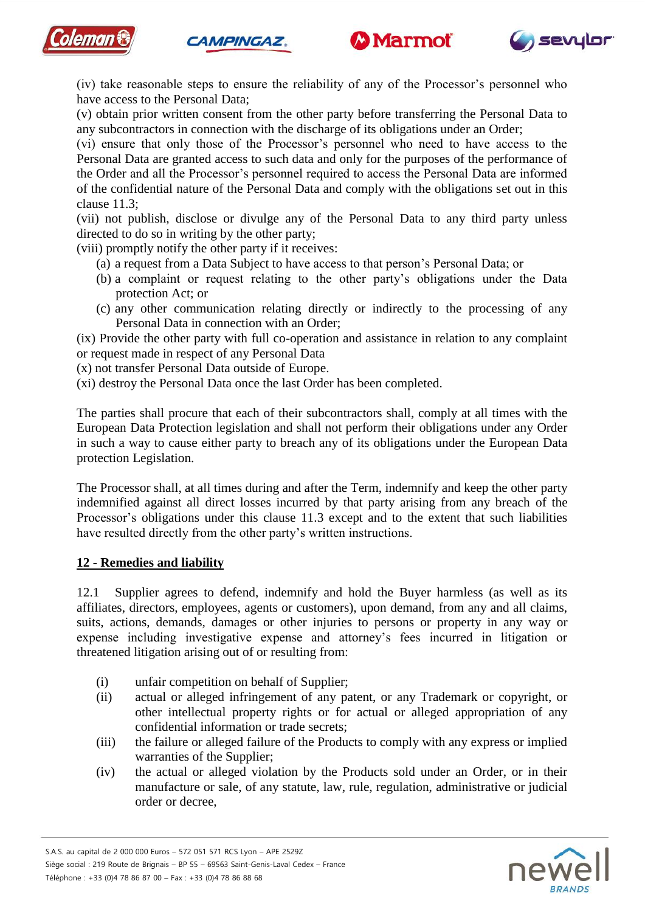(iv) take reasonable steps to ensure the reliability of any of the Processor's personnel who have access to the Personal Data;
(v) obtain prior written consent from the other party before transferring the Personal Data to any subcontractors in connection with the discharge of its obligations under an Order;
(vi) ensure that only those of the Processor's personnel who need to have access to the Personal Data are granted access to such data and only for the purposes of the performance of the Order and all the Processor's personnel required to access the Personal Data are informed of the confidential nature of the Personal Data and comply with the obligations set out in this clause 11.3;
(vii) not publish, disclose or divulge any of the Personal Data to any third party unless directed to do so in writing by the other party;
(viii) promptly notify the other party if it receives:

- (a) a request from a Data Subject to have access to that person's Personal Data; or
- (b) a complaint or request relating to the other party's obligations under the Data protection Act; or
- (c) any other communication relating directly or indirectly to the processing of any Personal Data in connection with an Order;

(ix) Provide the other party with full co-operation and assistance in relation to any complaint or request made in respect of any Personal Data
(x) not transfer Personal Data outside of Europe.
(xi) destroy the Personal Data once the last Order has been completed.

The parties shall procure that each of their subcontractors shall, comply at all times with the European Data Protection legislation and shall not perform their obligations under any Order in such a way to cause either party to breach any of its obligations under the European Data protection Legislation.

The Processor shall, at all times during and after the Term, indemnify and keep the other party indemnified against all direct losses incurred by that party arising from any breach of the Processor's obligations under this clause 11.3 except and to the extent that such liabilities have resulted directly from the other party's written instructions.

## 12 - Remedies and liability

12.1 Supplier agrees to defend, indemnify and hold the Buyer harmless (as well as its affiliates, directors, employees, agents or customers), upon demand, from any and all claims, suits, actions, demands, damages or other injuries to persons or property in any way or expense including investigative expense and attorney's fees incurred in litigation or threatened litigation arising out of or resulting from:

- (i) unfair competition on behalf of Supplier;
- (ii) actual or alleged infringement of any patent, or any Trademark or copyright, or other intellectual property rights or for actual or alleged appropriation of any confidential information or trade secrets;
- (iii) the failure or alleged failure of the Products to comply with any express or implied warranties of the Supplier;
- (iv) the actual or alleged violation by the Products sold under an Order, or in their manufacture or sale, of any statute, law, rule, regulation, administrative or judicial order or decree,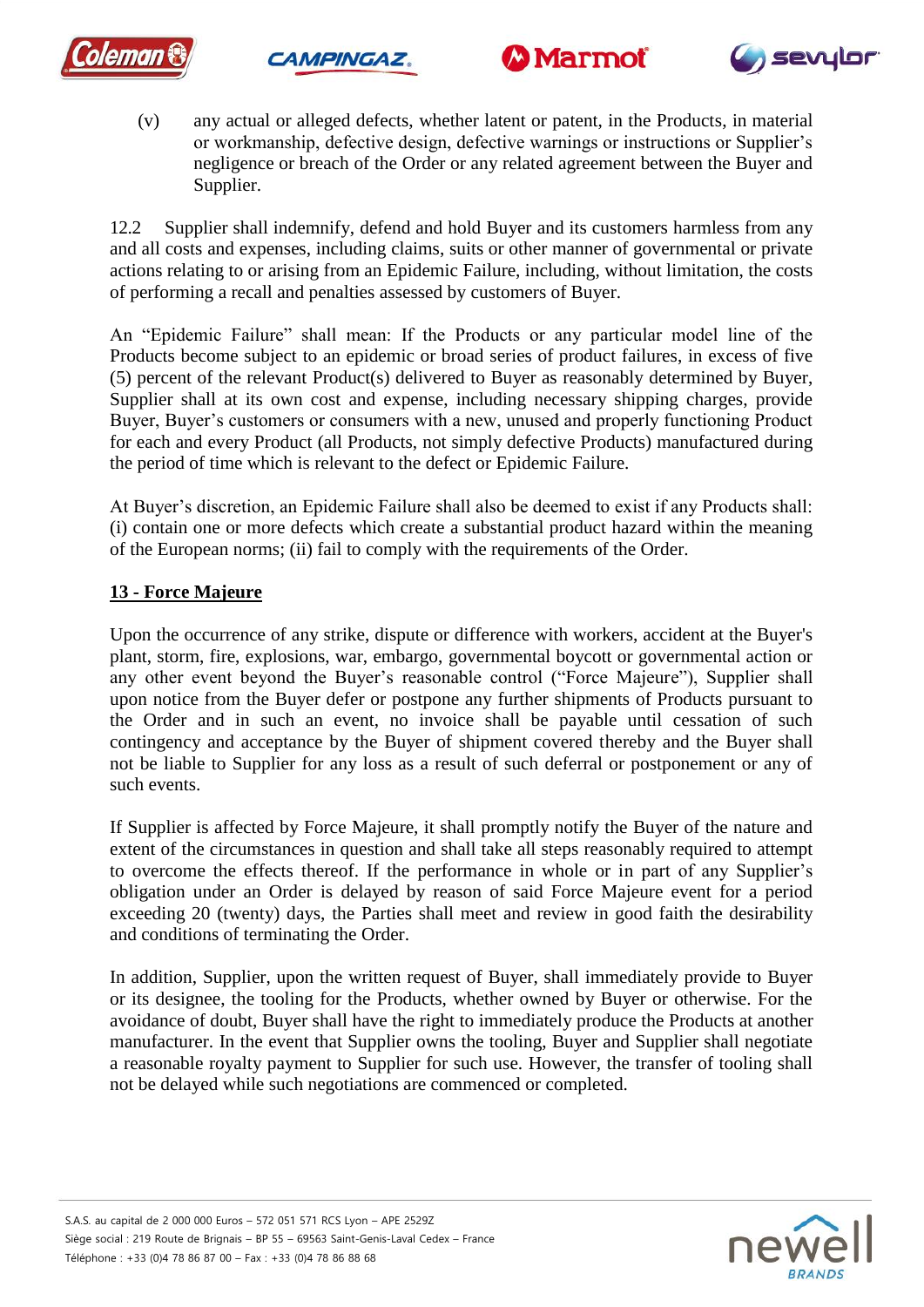(v) any actual or alleged defects, whether latent or patent, in the Products, in material or workmanship, defective design, defective warnings or instructions or Supplier's negligence or breach of the Order or any related agreement between the Buyer and Supplier.

12.2 Supplier shall indemnify, defend and hold Buyer and its customers harmless from any and all costs and expenses, including claims, suits or other manner of governmental or private actions relating to or arising from an Epidemic Failure, including, without limitation, the costs of performing a recall and penalties assessed by customers of Buyer.

An "Epidemic Failure" shall mean: If the Products or any particular model line of the Products become subject to an epidemic or broad series of product failures, in excess of five (5) percent of the relevant Product(s) delivered to Buyer as reasonably determined by Buyer, Supplier shall at its own cost and expense, including necessary shipping charges, provide Buyer, Buyer's customers or consumers with a new, unused and properly functioning Product for each and every Product (all Products, not simply defective Products) manufactured during the period of time which is relevant to the defect or Epidemic Failure.

At Buyer's discretion, an Epidemic Failure shall also be deemed to exist if any Products shall: (i) contain one or more defects which create a substantial product hazard within the meaning of the European norms; (ii) fail to comply with the requirements of the Order.

## 13 - Force Majeure

Upon the occurrence of any strike, dispute or difference with workers, accident at the Buyer's plant, storm, fire, explosions, war, embargo, governmental boycott or governmental action or any other event beyond the Buyer's reasonable control ("Force Majeure"), Supplier shall upon notice from the Buyer defer or postpone any further shipments of Products pursuant to the Order and in such an event, no invoice shall be payable until cessation of such contingency and acceptance by the Buyer of shipment covered thereby and the Buyer shall not be liable to Supplier for any loss as a result of such deferral or postponement or any of such events.

If Supplier is affected by Force Majeure, it shall promptly notify the Buyer of the nature and extent of the circumstances in question and shall take all steps reasonably required to attempt to overcome the effects thereof. If the performance in whole or in part of any Supplier's obligation under an Order is delayed by reason of said Force Majeure event for a period exceeding 20 (twenty) days, the Parties shall meet and review in good faith the desirability and conditions of terminating the Order.

In addition, Supplier, upon the written request of Buyer, shall immediately provide to Buyer or its designee, the tooling for the Products, whether owned by Buyer or otherwise. For the avoidance of doubt, Buyer shall have the right to immediately produce the Products at another manufacturer. In the event that Supplier owns the tooling, Buyer and Supplier shall negotiate a reasonable royalty payment to Supplier for such use. However, the transfer of tooling shall not be delayed while such negotiations are commenced or completed.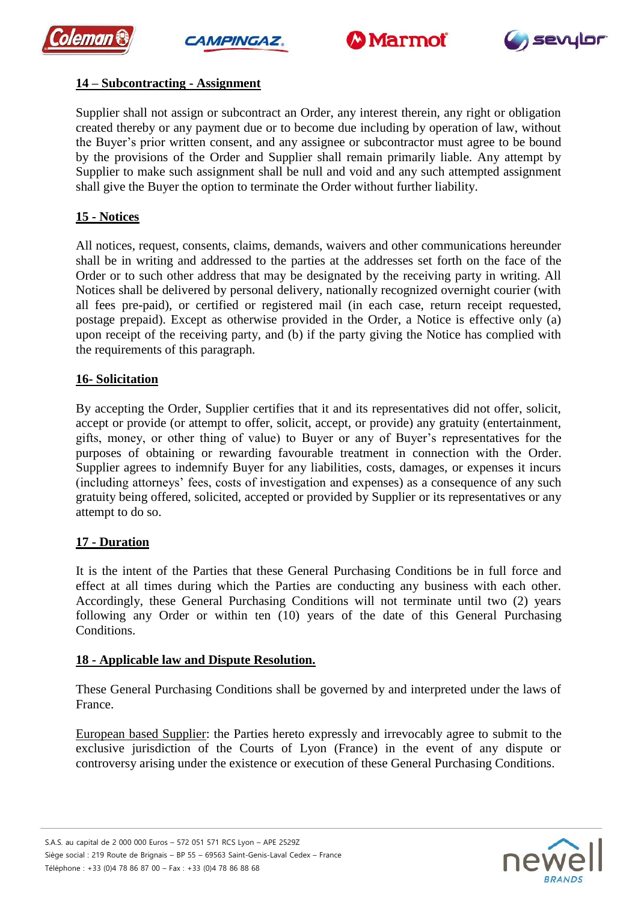## 14 – Subcontracting - Assignment

Supplier shall not assign or subcontract an Order, any interest therein, any right or obligation created thereby or any payment due or to become due including by operation of law, without the Buyer's prior written consent, and any assignee or subcontractor must agree to be bound by the provisions of the Order and Supplier shall remain primarily liable. Any attempt by Supplier to make such assignment shall be null and void and any such attempted assignment shall give the Buyer the option to terminate the Order without further liability.

## 15 - Notices

All notices, request, consents, claims, demands, waivers and other communications hereunder shall be in writing and addressed to the parties at the addresses set forth on the face of the Order or to such other address that may be designated by the receiving party in writing. All Notices shall be delivered by personal delivery, nationally recognized overnight courier (with all fees pre-paid), or certified or registered mail (in each case, return receipt requested, postage prepaid). Except as otherwise provided in the Order, a Notice is effective only (a) upon receipt of the receiving party, and (b) if the party giving the Notice has complied with the requirements of this paragraph.

## 16- Solicitation

By accepting the Order, Supplier certifies that it and its representatives did not offer, solicit, accept or provide (or attempt to offer, solicit, accept, or provide) any gratuity (entertainment, gifts, money, or other thing of value) to Buyer or any of Buyer's representatives for the purposes of obtaining or rewarding favourable treatment in connection with the Order. Supplier agrees to indemnify Buyer for any liabilities, costs, damages, or expenses it incurs (including attorneys' fees, costs of investigation and expenses) as a consequence of any such gratuity being offered, solicited, accepted or provided by Supplier or its representatives or any attempt to do so.

## 17 - Duration

It is the intent of the Parties that these General Purchasing Conditions be in full force and effect at all times during which the Parties are conducting any business with each other. Accordingly, these General Purchasing Conditions will not terminate until two (2) years following any Order or within ten (10) years of the date of this General Purchasing Conditions.

## 18 - Applicable law and Dispute Resolution.

These General Purchasing Conditions shall be governed by and interpreted under the laws of France.

European based Supplier: the Parties hereto expressly and irrevocably agree to submit to the exclusive jurisdiction of the Courts of Lyon (France) in the event of any dispute or controversy arising under the existence or execution of these General Purchasing Conditions.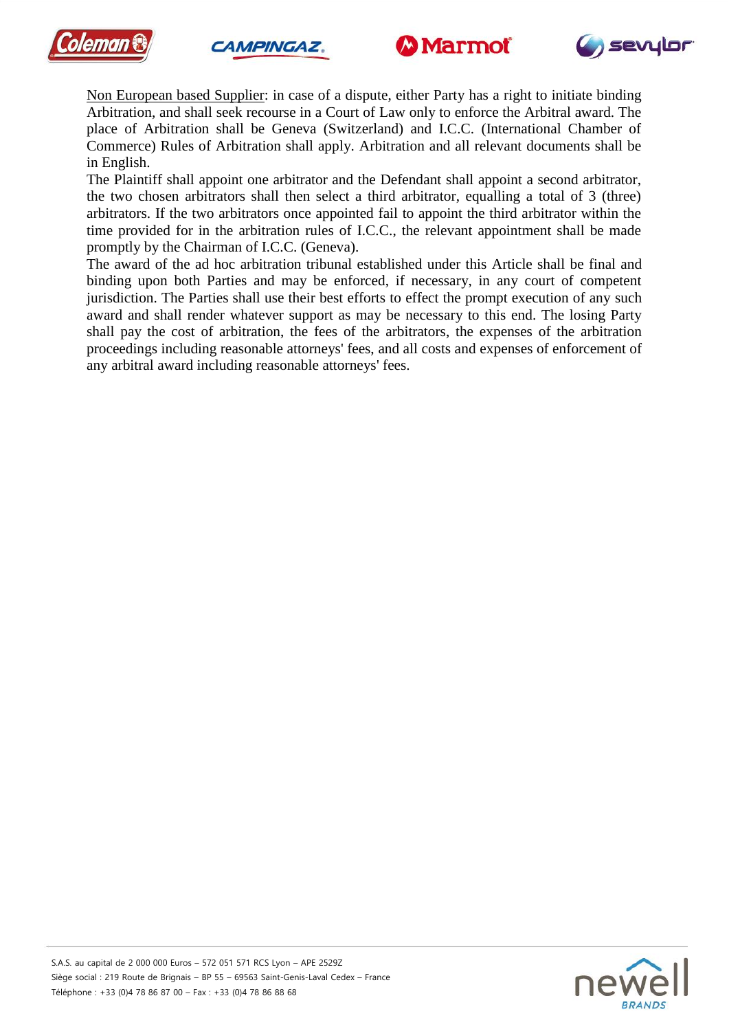<u>Non European based Supplier</u>: in case of a dispute, either Party has a right to initiate binding Arbitration, and shall seek recourse in a Court of Law only to enforce the Arbitral award. The place of Arbitration shall be Geneva (Switzerland) and I.C.C. (International Chamber of Commerce) Rules of Arbitration shall apply. Arbitration and all relevant documents shall be in English.

The Plaintiff shall appoint one arbitrator and the Defendant shall appoint a second arbitrator, the two chosen arbitrators shall then select a third arbitrator, equalling a total of 3 (three) arbitrators. If the two arbitrators once appointed fail to appoint the third arbitrator within the time provided for in the arbitration rules of I.C.C., the relevant appointment shall be made promptly by the Chairman of I.C.C. (Geneva).

The award of the ad hoc arbitration tribunal established under this Article shall be final and binding upon both Parties and may be enforced, if necessary, in any court of competent jurisdiction. The Parties shall use their best efforts to effect the prompt execution of any such award and shall render whatever support as may be necessary to this end. The losing Party shall pay the cost of arbitration, the fees of the arbitrators, the expenses of the arbitration proceedings including reasonable attorneys' fees, and all costs and expenses of enforcement of any arbitral award including reasonable attorneys' fees.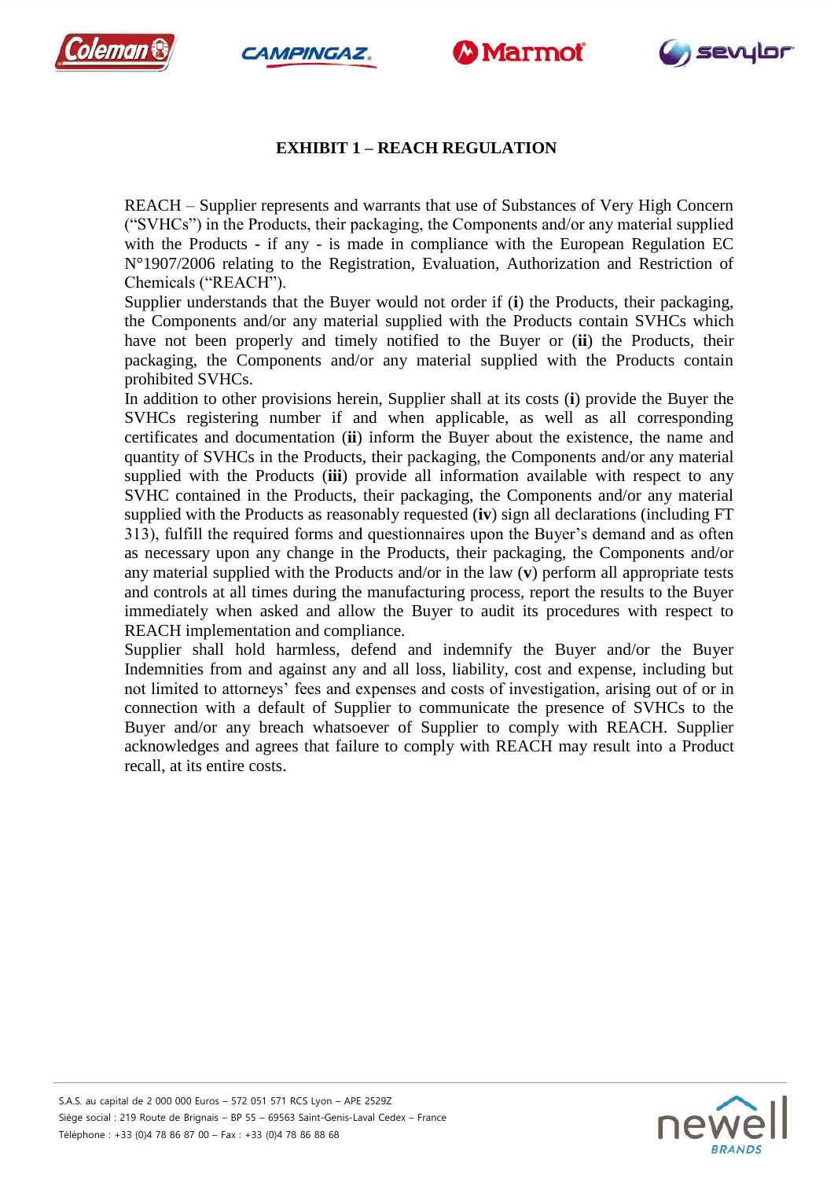# EXHIBIT 1 – REACH REGULATION

REACH – Supplier represents and warrants that use of Substances of Very High Concern ("SVHCs") in the Products, their packaging, the Components and/or any material supplied with the Products - if any - is made in compliance with the European Regulation EC N°1907/2006 relating to the Registration, Evaluation, Authorization and Restriction of Chemicals ("REACH").

Supplier understands that the Buyer would not order if (**i**) the Products, their packaging, the Components and/or any material supplied with the Products contain SVHCs which have not been properly and timely notified to the Buyer or (**ii**) the Products, their packaging, the Components and/or any material supplied with the Products contain prohibited SVHCs.

In addition to other provisions herein, Supplier shall at its costs (**i**) provide the Buyer the SVHCs registering number if and when applicable, as well as all corresponding certificates and documentation (**ii**) inform the Buyer about the existence, the name and quantity of SVHCs in the Products, their packaging, the Components and/or any material supplied with the Products (**iii**) provide all information available with respect to any SVHC contained in the Products, their packaging, the Components and/or any material supplied with the Products as reasonably requested (**iv**) sign all declarations (including FT 313), fulfill the required forms and questionnaires upon the Buyer's demand and as often as necessary upon any change in the Products, their packaging, the Components and/or any material supplied with the Products and/or in the law (**v**) perform all appropriate tests and controls at all times during the manufacturing process, report the results to the Buyer immediately when asked and allow the Buyer to audit its procedures with respect to REACH implementation and compliance.

Supplier shall hold harmless, defend and indemnify the Buyer and/or the Buyer Indemnities from and against any and all loss, liability, cost and expense, including but not limited to attorneys' fees and expenses and costs of investigation, arising out of or in connection with a default of Supplier to communicate the presence of SVHCs to the Buyer and/or any breach whatsoever of Supplier to comply with REACH. Supplier acknowledges and agrees that failure to comply with REACH may result into a Product recall, at its entire costs.